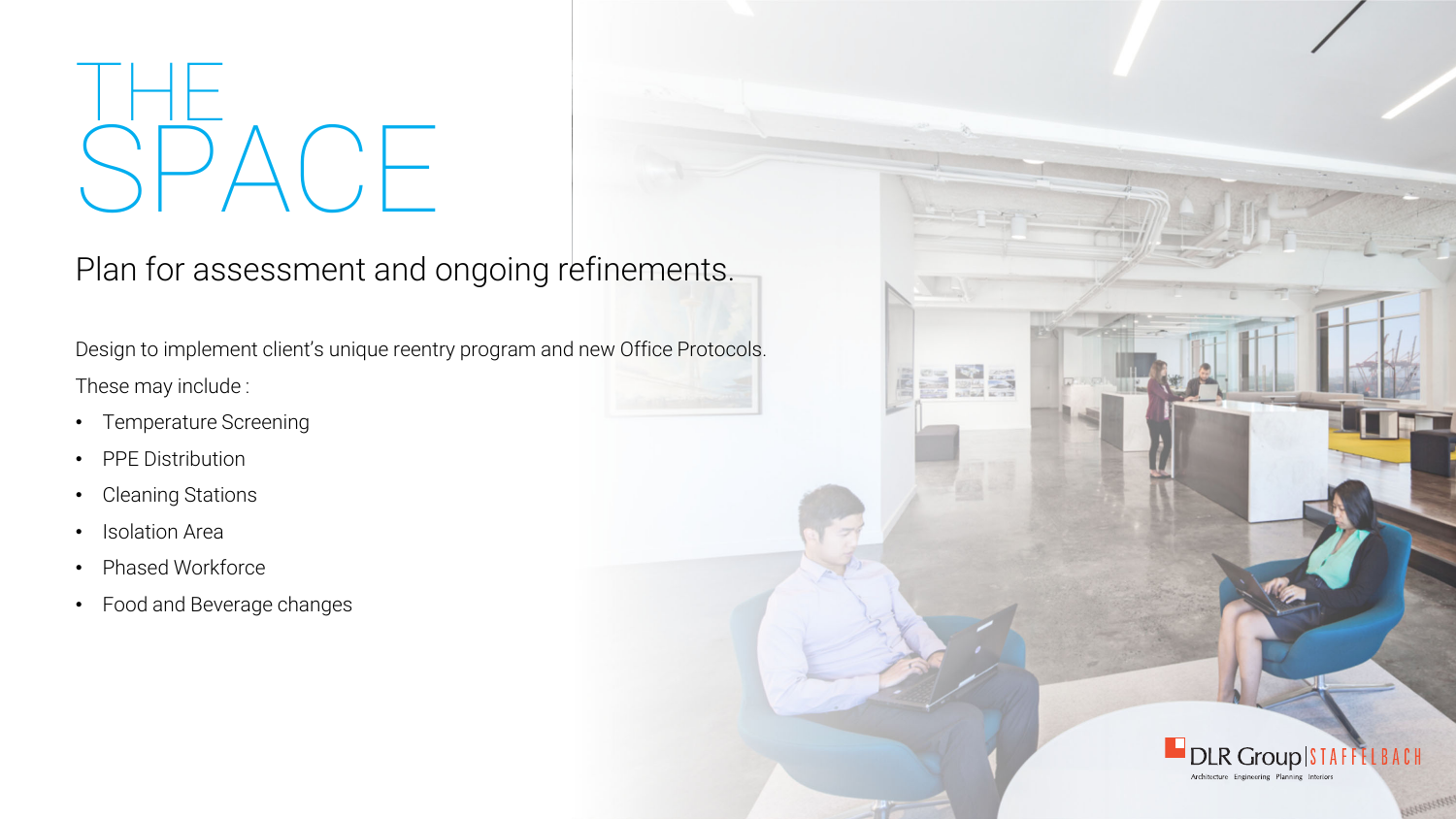# THE SPACE

## Plan for assessment and ongoing refinements.

Design to implement client's unique reentry program and new Office Protocols.

These may include :

- Temperature Screening
- PPE Distribution
- Cleaning Stations
- Isolation Area
- Phased Workforce
- Food and Beverage changes

DLR Group | STAFFELBACH

Architecture Engineering Planning Interiors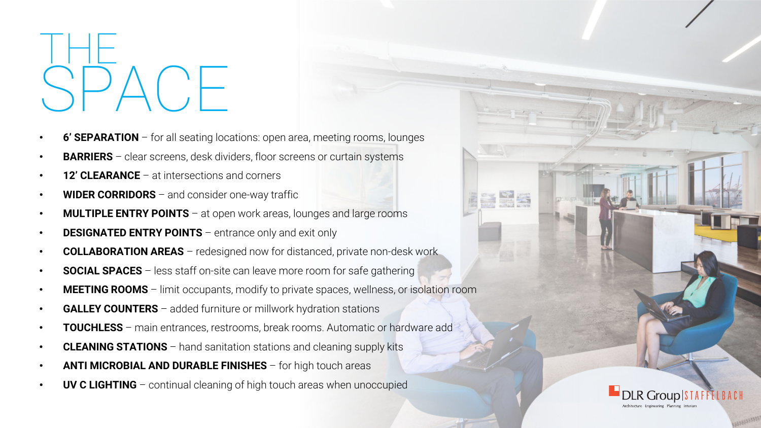# THE SPACE

- **6' SEPARATION** – for all seating locations: open area, meeting rooms, lounges
- **BARRIERS** – clear screens, desk dividers, floor screens or curtain systems
- **12' CLEARANCE** – at intersections and corners
- **WIDER CORRIDORS** – and consider one-way traffic
- **MULTIPLE ENTRY POINTS** – at open work areas, lounges and large rooms
- **DESIGNATED ENTRY POINTS** – entrance only and exit only
- **COLLABORATION AREAS** – redesigned now for distanced, private non-desk work
- **SOCIAL SPACES** – less staff on-site can leave more room for safe gathering
- **MEETING ROOMS** – limit occupants, modify to private spaces, wellness, or isolation room
- **GALLEY COUNTERS** – added furniture or millwork hydration stations
- **TOUCHLESS** – main entrances, restrooms, break rooms. Automatic or hardware add
- **CLEANING STATIONS** – hand sanitation stations and cleaning supply kits
- **ANTI MICROBIAL AND DURABLE FINISHES** – for high touch areas
- **UV C LIGHTING** – continual cleaning of high touch areas when unoccupied

DLR Group | STAFFELBACH
Architecture Engineering Planning Interiors